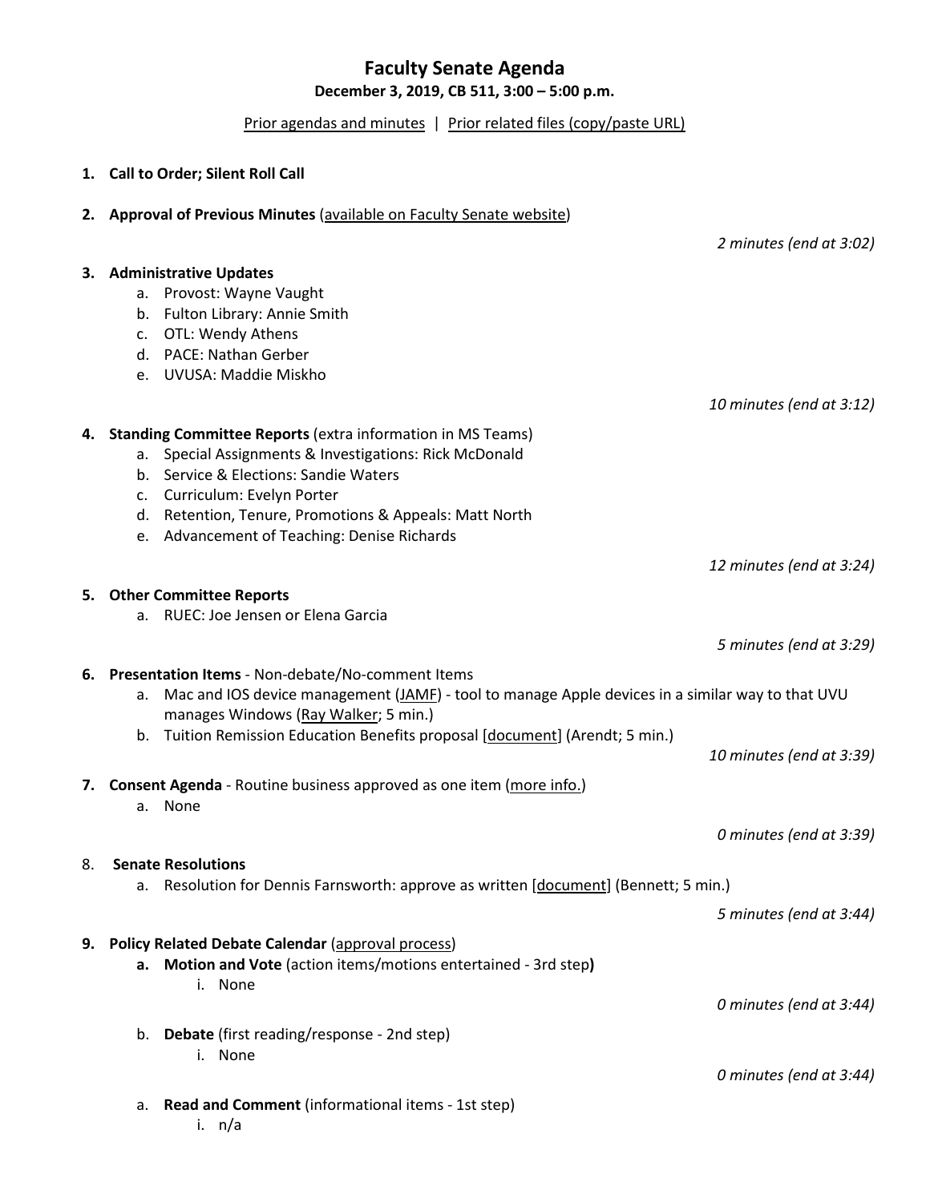# Faculty Senate Agenda

**December 3, 2019, CB 511, 3:00 – 5:00 p.m.**

Prior agendas and minutes | Prior related files (copy/paste URL)

1. **Call to Order; Silent Roll Call**

2. **Approval of Previous Minutes** (available on Faculty Senate website)

   *2 minutes (end at 3:02)*

3. **Administrative Updates**
   a. Provost: Wayne Vaught
   b. Fulton Library: Annie Smith
   c. OTL: Wendy Athens
   d. PACE: Nathan Gerber
   e. UVUSA: Maddie Miskho

   *10 minutes (end at 3:12)*

4. **Standing Committee Reports** (extra information in MS Teams)
   a. Special Assignments & Investigations: Rick McDonald
   b. Service & Elections: Sandie Waters
   c. Curriculum: Evelyn Porter
   d. Retention, Tenure, Promotions & Appeals: Matt North
   e. Advancement of Teaching: Denise Richards

   *12 minutes (end at 3:24)*

5. **Other Committee Reports**
   a. RUEC: Joe Jensen or Elena Garcia

   *5 minutes (end at 3:29)*

6. **Presentation Items** - Non-debate/No-comment Items
   a. Mac and IOS device management (JAMF) - tool to manage Apple devices in a similar way to that UVU manages Windows (Ray Walker; 5 min.)
   b. Tuition Remission Education Benefits proposal [document] (Arendt; 5 min.)

   *10 minutes (end at 3:39)*

7. **Consent Agenda** - Routine business approved as one item (more info.)
   a. None

   *0 minutes (end at 3:39)*

8. **Senate Resolutions**
   a. Resolution for Dennis Farnsworth: approve as written [document] (Bennett; 5 min.)

   *5 minutes (end at 3:44)*

9. **Policy Related Debate Calendar** (approval process)
   a. **Motion and Vote** (action items/motions entertained - 3rd step**)**
      i. None

   *0 minutes (end at 3:44)*

   b. **Debate** (first reading/response - 2nd step)
      i. None

   *0 minutes (end at 3:44)*

   a. **Read and Comment** (informational items - 1st step)
      i. n/a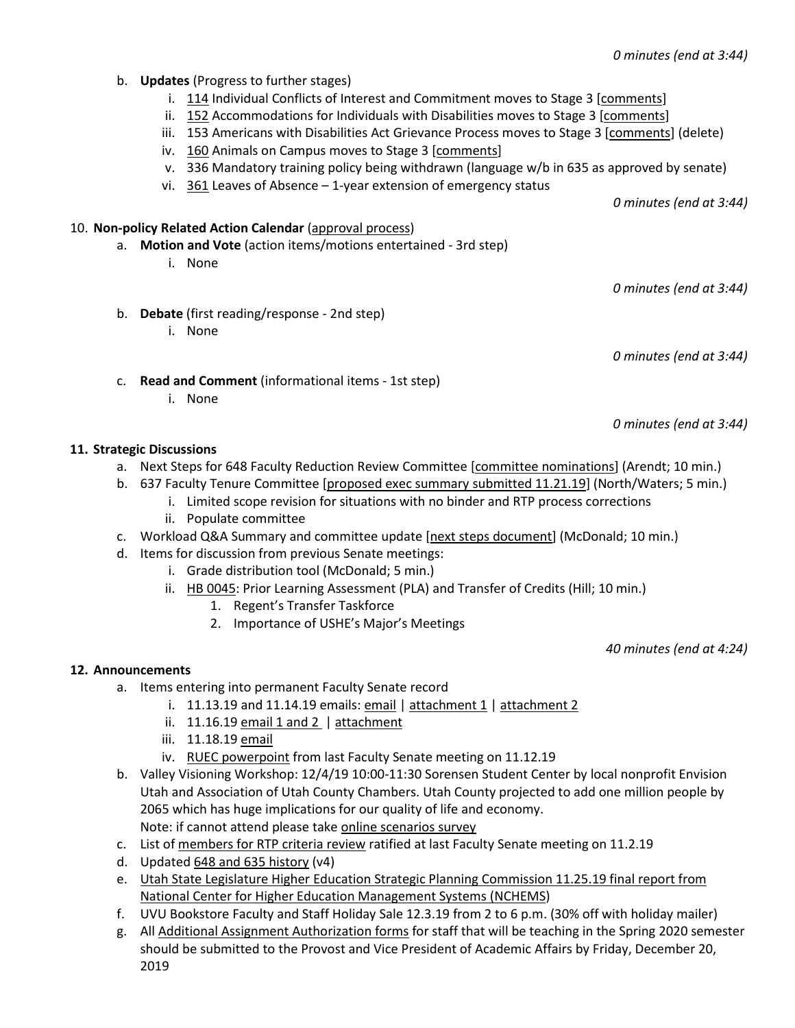*0 minutes (end at 3:44)*

b. **Updates** (Progress to further stages)
   i. 114 Individual Conflicts of Interest and Commitment moves to Stage 3 [comments]
   ii. 152 Accommodations for Individuals with Disabilities moves to Stage 3 [comments]
   iii. 153 Americans with Disabilities Act Grievance Process moves to Stage 3 [comments] (delete)
   iv. 160 Animals on Campus moves to Stage 3 [comments]
   v. 336 Mandatory training policy being withdrawn (language w/b in 635 as approved by senate)
   vi. 361 Leaves of Absence – 1-year extension of emergency status

*0 minutes (end at 3:44)*

10. **Non-policy Related Action Calendar** (approval process)
    a. **Motion and Vote** (action items/motions entertained - 3rd step)
       i. None

*0 minutes (end at 3:44)*

    b. **Debate** (first reading/response - 2nd step)
       i. None

*0 minutes (end at 3:44)*

    c. **Read and Comment** (informational items - 1st step)
       i. None

*0 minutes (end at 3:44)*

**11. Strategic Discussions**
   a. Next Steps for 648 Faculty Reduction Review Committee [committee nominations] (Arendt; 10 min.)
   b. 637 Faculty Tenure Committee [proposed exec summary submitted 11.21.19] (North/Waters; 5 min.)
      i. Limited scope revision for situations with no binder and RTP process corrections
      ii. Populate committee
   c. Workload Q&A Summary and committee update [next steps document] (McDonald; 10 min.)
   d. Items for discussion from previous Senate meetings:
      i. Grade distribution tool (McDonald; 5 min.)
      ii. HB 0045: Prior Learning Assessment (PLA) and Transfer of Credits (Hill; 10 min.)
         1. Regent's Transfer Taskforce
         2. Importance of USHE's Major's Meetings

*40 minutes (end at 4:24)*

**12. Announcements**
   a. Items entering into permanent Faculty Senate record
      i. 11.13.19 and 11.14.19 emails: email | attachment 1 | attachment 2
      ii. 11.16.19 email 1 and 2 | attachment
      iii. 11.18.19 email
      iv. RUEC powerpoint from last Faculty Senate meeting on 11.12.19
   b. Valley Visioning Workshop: 12/4/19 10:00-11:30 Sorensen Student Center by local nonprofit Envision Utah and Association of Utah County Chambers. Utah County projected to add one million people by 2065 which has huge implications for our quality of life and economy.
      Note: if cannot attend please take online scenarios survey
   c. List of members for RTP criteria review ratified at last Faculty Senate meeting on 11.2.19
   d. Updated 648 and 635 history (v4)
   e. Utah State Legislature Higher Education Strategic Planning Commission 11.25.19 final report from National Center for Higher Education Management Systems (NCHEMS)
   f. UVU Bookstore Faculty and Staff Holiday Sale 12.3.19 from 2 to 6 p.m. (30% off with holiday mailer)
   g. All Additional Assignment Authorization forms for staff that will be teaching in the Spring 2020 semester should be submitted to the Provost and Vice President of Academic Affairs by Friday, December 20, 2019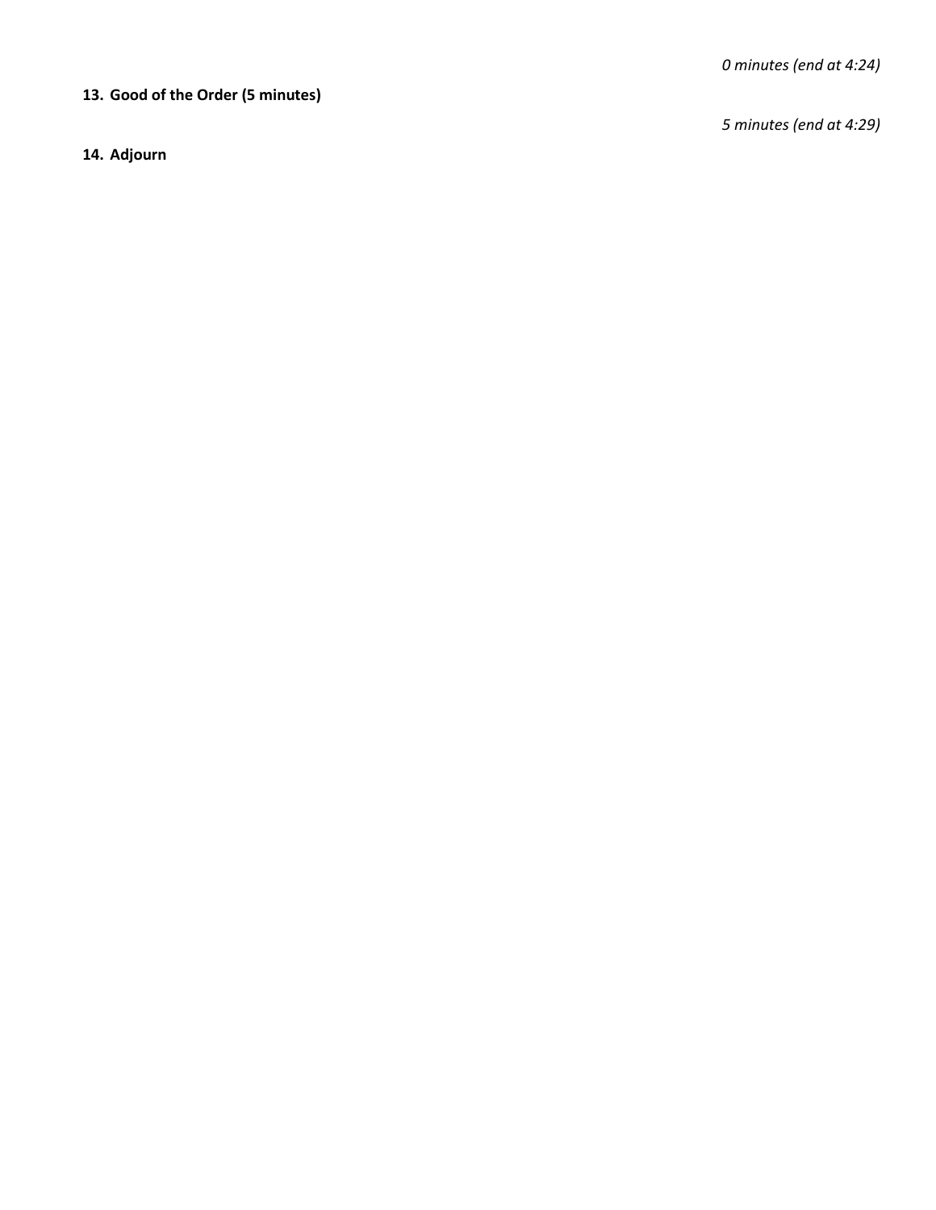*0 minutes (end at 4:24)*

**13. Good of the Order (5 minutes)**

*5 minutes (end at 4:29)*

**14. Adjourn**